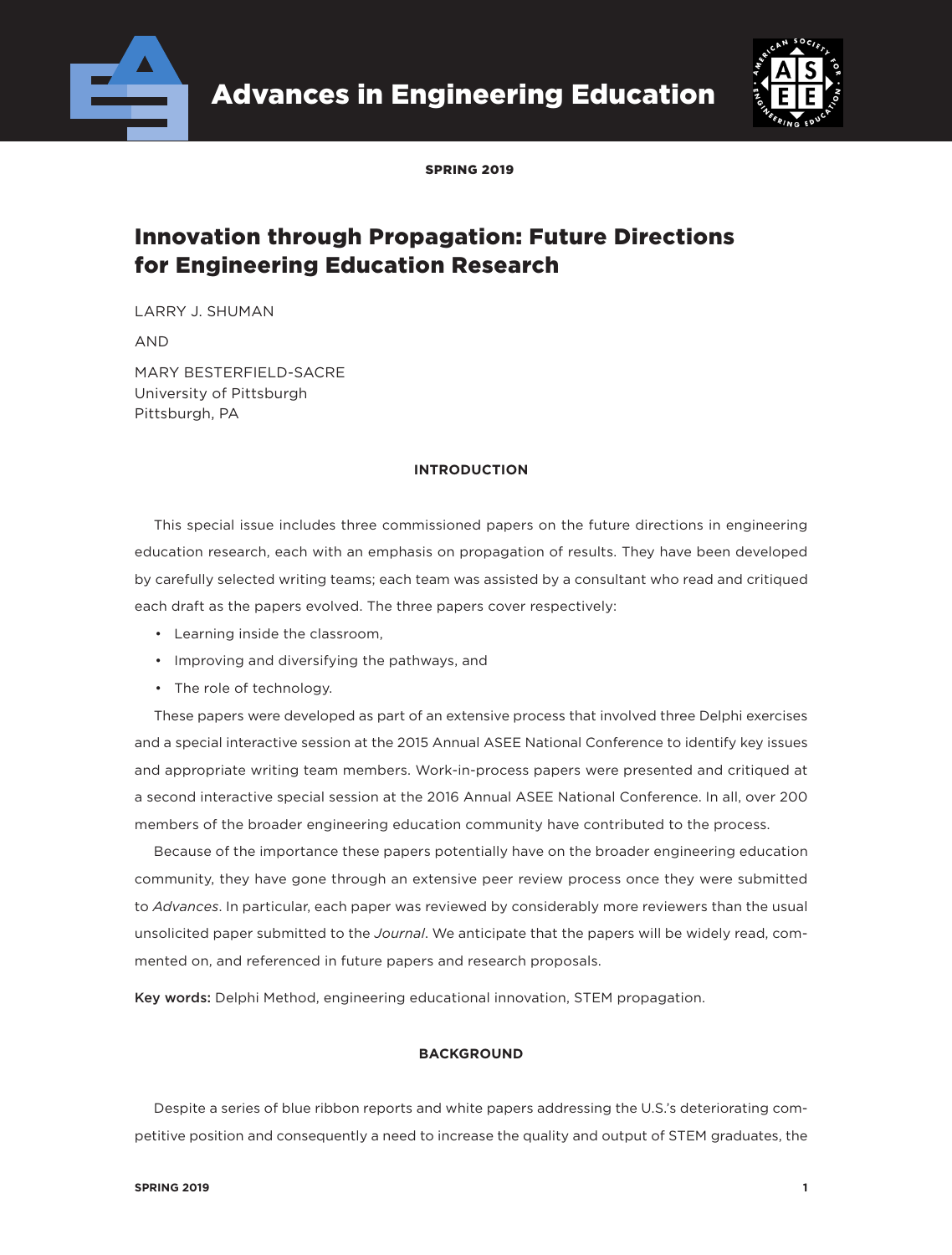SPRING 2019

# Innovation through Propagation: Future Directions for Engineering Education Research

LARRY J. SHUMAN

AND

MARY BESTERFIELD-SACRE
University of Pittsburgh
Pittsburgh, PA

## INTRODUCTION

This special issue includes three commissioned papers on the future directions in engineering education research, each with an emphasis on propagation of results. They have been developed by carefully selected writing teams; each team was assisted by a consultant who read and critiqued each draft as the papers evolved. The three papers cover respectively:

- Learning inside the classroom,
- Improving and diversifying the pathways, and
- The role of technology.

These papers were developed as part of an extensive process that involved three Delphi exercises and a special interactive session at the 2015 Annual ASEE National Conference to identify key issues and appropriate writing team members. Work-in-process papers were presented and critiqued at a second interactive special session at the 2016 Annual ASEE National Conference. In all, over 200 members of the broader engineering education community have contributed to the process.

Because of the importance these papers potentially have on the broader engineering education community, they have gone through an extensive peer review process once they were submitted to *Advances*. In particular, each paper was reviewed by considerably more reviewers than the usual unsolicited paper submitted to the *Journal*. We anticipate that the papers will be widely read, commented on, and referenced in future papers and research proposals.

**Key words:** Delphi Method, engineering educational innovation, STEM propagation.

## BACKGROUND

Despite a series of blue ribbon reports and white papers addressing the U.S.'s deteriorating competitive position and consequently a need to increase the quality and output of STEM graduates, the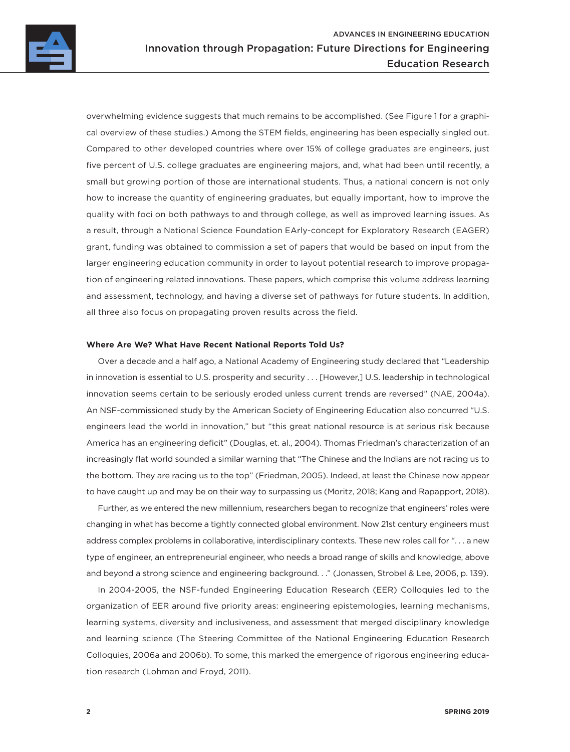overwhelming evidence suggests that much remains to be accomplished. (See Figure 1 for a graphical overview of these studies.) Among the STEM fields, engineering has been especially singled out. Compared to other developed countries where over 15% of college graduates are engineers, just five percent of U.S. college graduates are engineering majors, and, what had been until recently, a small but growing portion of those are international students. Thus, a national concern is not only how to increase the quantity of engineering graduates, but equally important, how to improve the quality with foci on both pathways to and through college, as well as improved learning issues. As a result, through a National Science Foundation EArly-concept for Exploratory Research (EAGER) grant, funding was obtained to commission a set of papers that would be based on input from the larger engineering education community in order to layout potential research to improve propagation of engineering related innovations. These papers, which comprise this volume address learning and assessment, technology, and having a diverse set of pathways for future students. In addition, all three also focus on propagating proven results across the field.

**Where Are We? What Have Recent National Reports Told Us?**

Over a decade and a half ago, a National Academy of Engineering study declared that "Leadership in innovation is essential to U.S. prosperity and security . . . [However,] U.S. leadership in technological innovation seems certain to be seriously eroded unless current trends are reversed" (NAE, 2004a). An NSF-commissioned study by the American Society of Engineering Education also concurred "U.S. engineers lead the world in innovation," but "this great national resource is at serious risk because America has an engineering deficit" (Douglas, et. al., 2004). Thomas Friedman's characterization of an increasingly flat world sounded a similar warning that "The Chinese and the Indians are not racing us to the bottom. They are racing us to the top" (Friedman, 2005). Indeed, at least the Chinese now appear to have caught up and may be on their way to surpassing us (Moritz, 2018; Kang and Rapapport, 2018).

Further, as we entered the new millennium, researchers began to recognize that engineers' roles were changing in what has become a tightly connected global environment. Now 21st century engineers must address complex problems in collaborative, interdisciplinary contexts. These new roles call for ". . . a new type of engineer, an entrepreneurial engineer, who needs a broad range of skills and knowledge, above and beyond a strong science and engineering background. . ." (Jonassen, Strobel & Lee, 2006, p. 139).

In 2004-2005, the NSF-funded Engineering Education Research (EER) Colloquies led to the organization of EER around five priority areas: engineering epistemologies, learning mechanisms, learning systems, diversity and inclusiveness, and assessment that merged disciplinary knowledge and learning science (The Steering Committee of the National Engineering Education Research Colloquies, 2006a and 2006b). To some, this marked the emergence of rigorous engineering education research (Lohman and Froyd, 2011).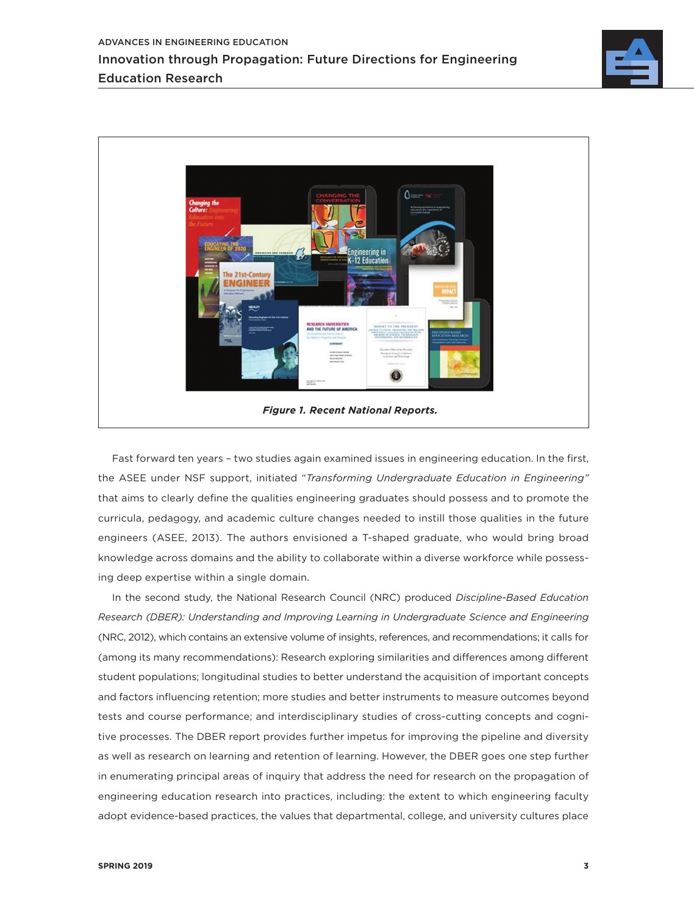*Figure 1. Recent National Reports.*

Fast forward ten years – two studies again examined issues in engineering education. In the first, the ASEE under NSF support, initiated "*Transforming Undergraduate Education in Engineering*" that aims to clearly define the qualities engineering graduates should possess and to promote the curricula, pedagogy, and academic culture changes needed to instill those qualities in the future engineers (ASEE, 2013). The authors envisioned a T-shaped graduate, who would bring broad knowledge across domains and the ability to collaborate within a diverse workforce while possessing deep expertise within a single domain.

In the second study, the National Research Council (NRC) produced *Discipline-Based Education Research (DBER): Understanding and Improving Learning in Undergraduate Science and Engineering* (NRC, 2012), which contains an extensive volume of insights, references, and recommendations; it calls for (among its many recommendations): Research exploring similarities and differences among different student populations; longitudinal studies to better understand the acquisition of important concepts and factors influencing retention; more studies and better instruments to measure outcomes beyond tests and course performance; and interdisciplinary studies of cross-cutting concepts and cognitive processes. The DBER report provides further impetus for improving the pipeline and diversity as well as research on learning and retention of learning. However, the DBER goes one step further in enumerating principal areas of inquiry that address the need for research on the propagation of engineering education research into practices, including: the extent to which engineering faculty adopt evidence-based practices, the values that departmental, college, and university cultures place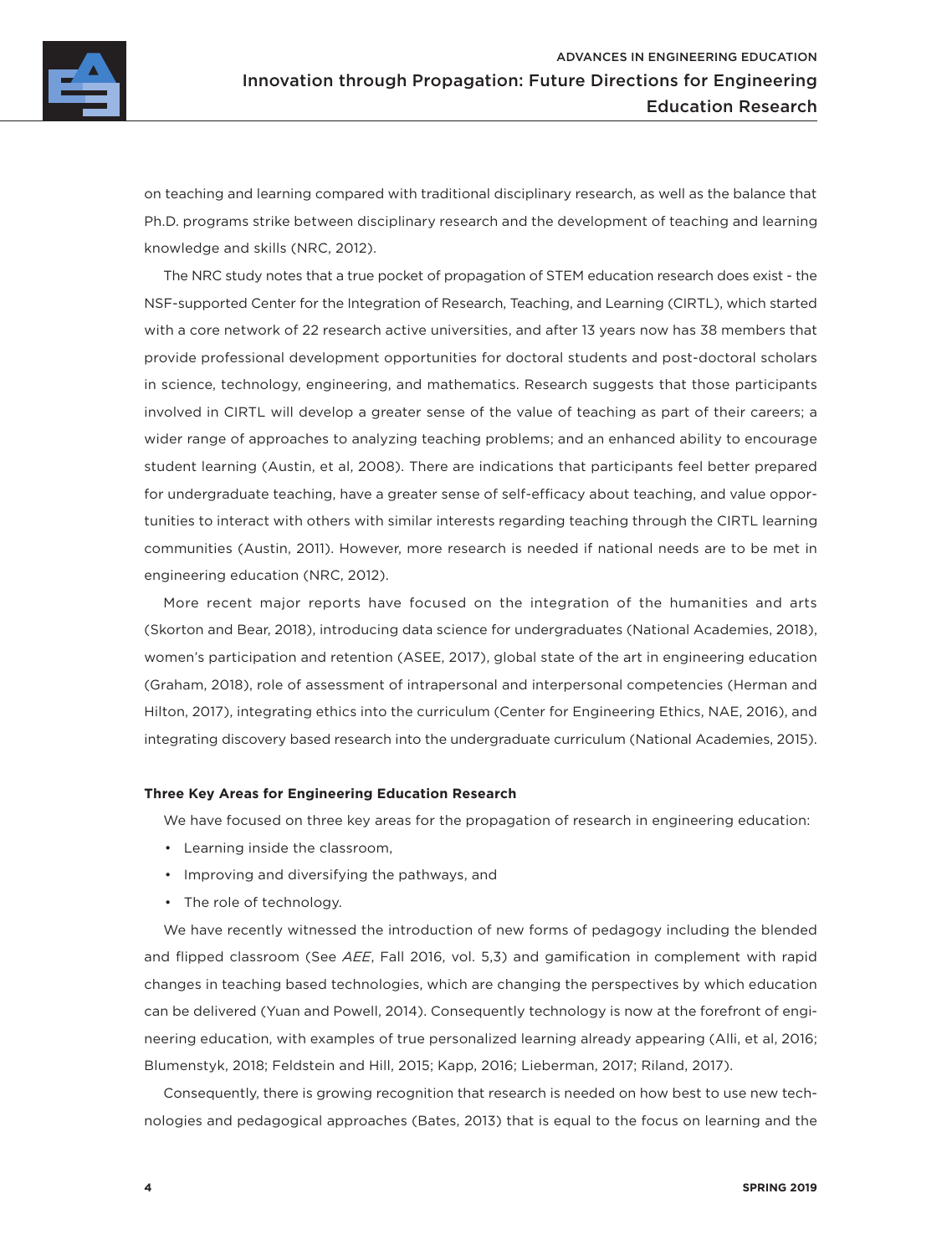on teaching and learning compared with traditional disciplinary research, as well as the balance that Ph.D. programs strike between disciplinary research and the development of teaching and learning knowledge and skills (NRC, 2012).

The NRC study notes that a true pocket of propagation of STEM education research does exist - the NSF-supported Center for the Integration of Research, Teaching, and Learning (CIRTL), which started with a core network of 22 research active universities, and after 13 years now has 38 members that provide professional development opportunities for doctoral students and post-doctoral scholars in science, technology, engineering, and mathematics. Research suggests that those participants involved in CIRTL will develop a greater sense of the value of teaching as part of their careers; a wider range of approaches to analyzing teaching problems; and an enhanced ability to encourage student learning (Austin, et al, 2008). There are indications that participants feel better prepared for undergraduate teaching, have a greater sense of self-efficacy about teaching, and value opportunities to interact with others with similar interests regarding teaching through the CIRTL learning communities (Austin, 2011). However, more research is needed if national needs are to be met in engineering education (NRC, 2012).

More recent major reports have focused on the integration of the humanities and arts (Skorton and Bear, 2018), introducing data science for undergraduates (National Academies, 2018), women's participation and retention (ASEE, 2017), global state of the art in engineering education (Graham, 2018), role of assessment of intrapersonal and interpersonal competencies (Herman and Hilton, 2017), integrating ethics into the curriculum (Center for Engineering Ethics, NAE, 2016), and integrating discovery based research into the undergraduate curriculum (National Academies, 2015).

**Three Key Areas for Engineering Education Research**

We have focused on three key areas for the propagation of research in engineering education:

- Learning inside the classroom,
- Improving and diversifying the pathways, and
- The role of technology.

We have recently witnessed the introduction of new forms of pedagogy including the blended and flipped classroom (See *AEE*, Fall 2016, vol. 5,3) and gamification in complement with rapid changes in teaching based technologies, which are changing the perspectives by which education can be delivered (Yuan and Powell, 2014). Consequently technology is now at the forefront of engineering education, with examples of true personalized learning already appearing (Alli, et al, 2016; Blumenstyk, 2018; Feldstein and Hill, 2015; Kapp, 2016; Lieberman, 2017; Riland, 2017).

Consequently, there is growing recognition that research is needed on how best to use new technologies and pedagogical approaches (Bates, 2013) that is equal to the focus on learning and the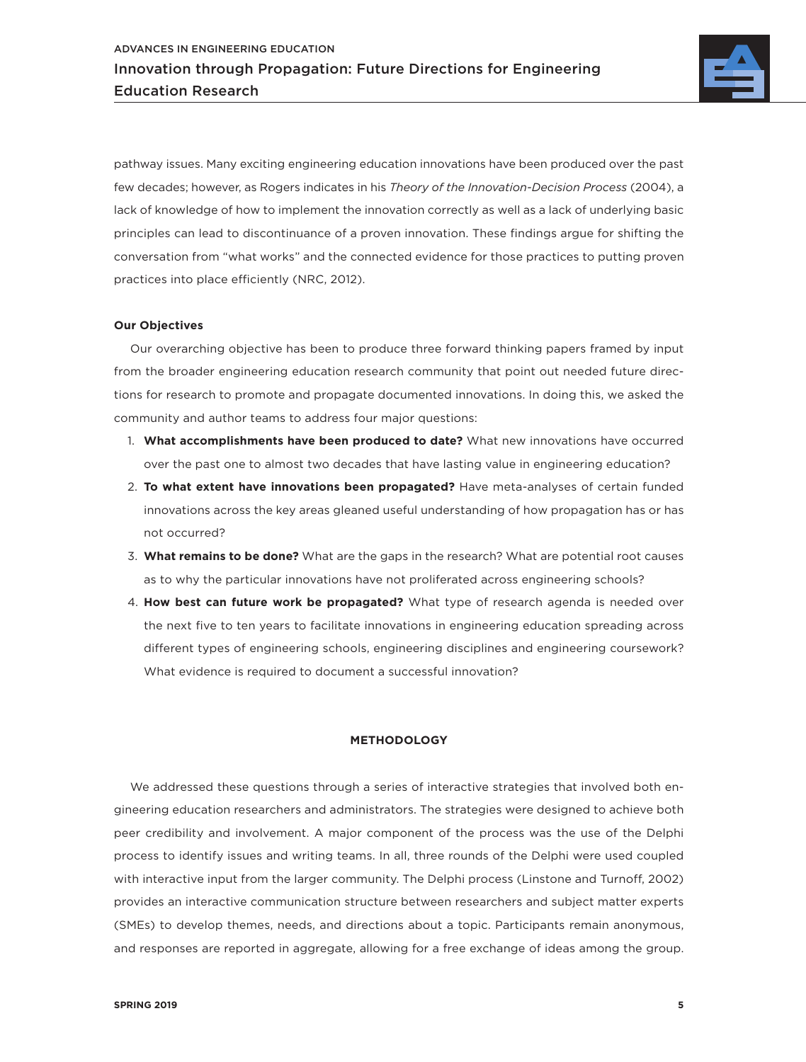pathway issues. Many exciting engineering education innovations have been produced over the past few decades; however, as Rogers indicates in his *Theory of the Innovation-Decision Process* (2004), a lack of knowledge of how to implement the innovation correctly as well as a lack of underlying basic principles can lead to discontinuance of a proven innovation. These findings argue for shifting the conversation from "what works" and the connected evidence for those practices to putting proven practices into place efficiently (NRC, 2012).

**Our Objectives**

Our overarching objective has been to produce three forward thinking papers framed by input from the broader engineering education research community that point out needed future directions for research to promote and propagate documented innovations. In doing this, we asked the community and author teams to address four major questions:

1. **What accomplishments have been produced to date?** What new innovations have occurred over the past one to almost two decades that have lasting value in engineering education?
2. **To what extent have innovations been propagated?** Have meta-analyses of certain funded innovations across the key areas gleaned useful understanding of how propagation has or has not occurred?
3. **What remains to be done?** What are the gaps in the research? What are potential root causes as to why the particular innovations have not proliferated across engineering schools?
4. **How best can future work be propagated?** What type of research agenda is needed over the next five to ten years to facilitate innovations in engineering education spreading across different types of engineering schools, engineering disciplines and engineering coursework? What evidence is required to document a successful innovation?

## METHODOLOGY

We addressed these questions through a series of interactive strategies that involved both engineering education researchers and administrators. The strategies were designed to achieve both peer credibility and involvement. A major component of the process was the use of the Delphi process to identify issues and writing teams. In all, three rounds of the Delphi were used coupled with interactive input from the larger community. The Delphi process (Linstone and Turnoff, 2002) provides an interactive communication structure between researchers and subject matter experts (SMEs) to develop themes, needs, and directions about a topic. Participants remain anonymous, and responses are reported in aggregate, allowing for a free exchange of ideas among the group.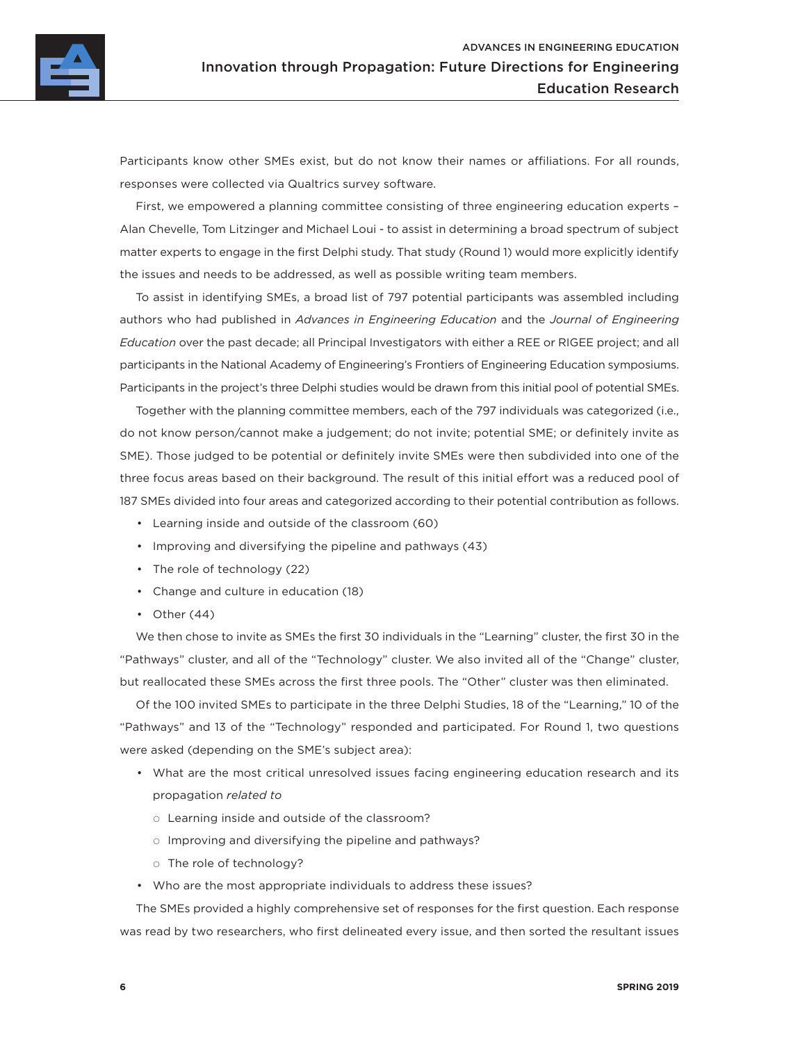Participants know other SMEs exist, but do not know their names or affiliations. For all rounds, responses were collected via Qualtrics survey software.

First, we empowered a planning committee consisting of three engineering education experts – Alan Chevelle, Tom Litzinger and Michael Loui - to assist in determining a broad spectrum of subject matter experts to engage in the first Delphi study. That study (Round 1) would more explicitly identify the issues and needs to be addressed, as well as possible writing team members.

To assist in identifying SMEs, a broad list of 797 potential participants was assembled including authors who had published in *Advances in Engineering Education* and the *Journal of Engineering Education* over the past decade; all Principal Investigators with either a REE or RIGEE project; and all participants in the National Academy of Engineering's Frontiers of Engineering Education symposiums. Participants in the project's three Delphi studies would be drawn from this initial pool of potential SMEs.

Together with the planning committee members, each of the 797 individuals was categorized (i.e., do not know person/cannot make a judgement; do not invite; potential SME; or definitely invite as SME). Those judged to be potential or definitely invite SMEs were then subdivided into one of the three focus areas based on their background. The result of this initial effort was a reduced pool of 187 SMEs divided into four areas and categorized according to their potential contribution as follows.

- Learning inside and outside of the classroom (60)
- Improving and diversifying the pipeline and pathways (43)
- The role of technology (22)
- Change and culture in education (18)
- Other (44)

We then chose to invite as SMEs the first 30 individuals in the "Learning" cluster, the first 30 in the "Pathways" cluster, and all of the "Technology" cluster. We also invited all of the "Change" cluster, but reallocated these SMEs across the first three pools. The "Other" cluster was then eliminated.

Of the 100 invited SMEs to participate in the three Delphi Studies, 18 of the "Learning," 10 of the "Pathways" and 13 of the "Technology" responded and participated. For Round 1, two questions were asked (depending on the SME's subject area):

- What are the most critical unresolved issues facing engineering education research and its propagation *related to*
  - Learning inside and outside of the classroom?
  - Improving and diversifying the pipeline and pathways?
  - The role of technology?
- Who are the most appropriate individuals to address these issues?

The SMEs provided a highly comprehensive set of responses for the first question. Each response was read by two researchers, who first delineated every issue, and then sorted the resultant issues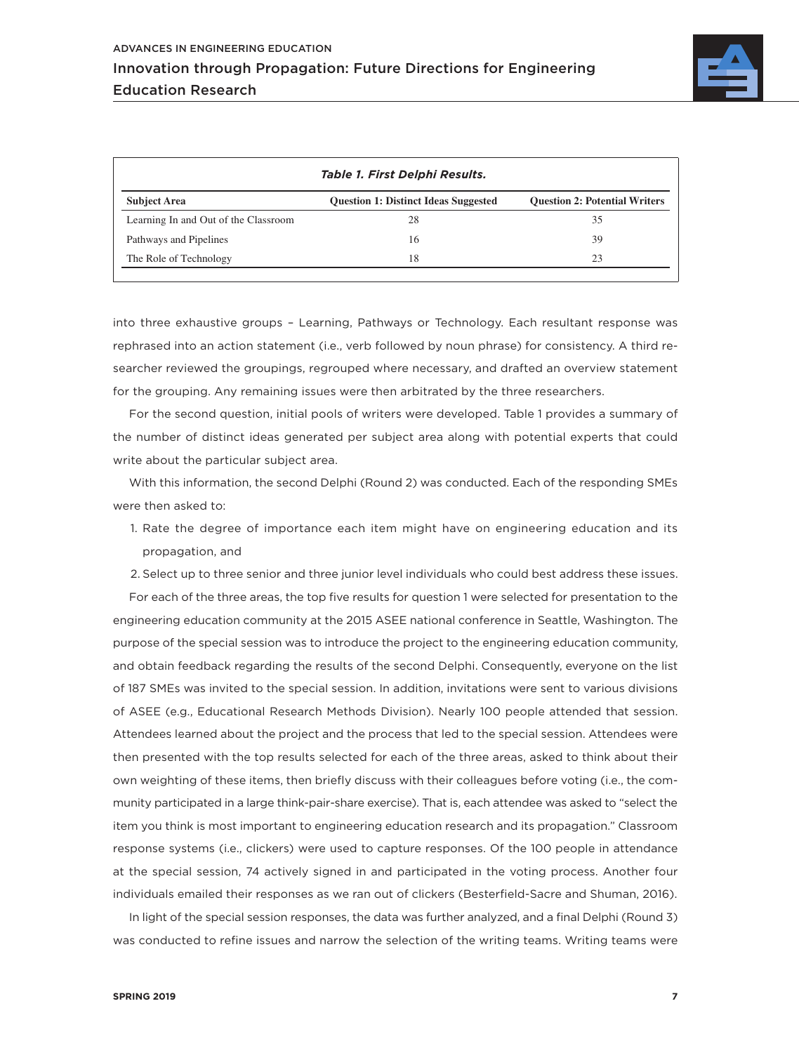*Table 1. First Delphi Results.*

| Subject Area | Question 1: Distinct Ideas Suggested | Question 2: Potential Writers |
|---|---|---|
| Learning In and Out of the Classroom | 28 | 35 |
| Pathways and Pipelines | 16 | 39 |
| The Role of Technology | 18 | 23 |

into three exhaustive groups – Learning, Pathways or Technology. Each resultant response was rephrased into an action statement (i.e., verb followed by noun phrase) for consistency. A third researcher reviewed the groupings, regrouped where necessary, and drafted an overview statement for the grouping. Any remaining issues were then arbitrated by the three researchers.

For the second question, initial pools of writers were developed. Table 1 provides a summary of the number of distinct ideas generated per subject area along with potential experts that could write about the particular subject area.

With this information, the second Delphi (Round 2) was conducted. Each of the responding SMEs were then asked to:

1. Rate the degree of importance each item might have on engineering education and its propagation, and
2. Select up to three senior and three junior level individuals who could best address these issues.

For each of the three areas, the top five results for question 1 were selected for presentation to the engineering education community at the 2015 ASEE national conference in Seattle, Washington. The purpose of the special session was to introduce the project to the engineering education community, and obtain feedback regarding the results of the second Delphi. Consequently, everyone on the list of 187 SMEs was invited to the special session. In addition, invitations were sent to various divisions of ASEE (e.g., Educational Research Methods Division). Nearly 100 people attended that session. Attendees learned about the project and the process that led to the special session. Attendees were then presented with the top results selected for each of the three areas, asked to think about their own weighting of these items, then briefly discuss with their colleagues before voting (i.e., the community participated in a large think-pair-share exercise). That is, each attendee was asked to "select the item you think is most important to engineering education research and its propagation." Classroom response systems (i.e., clickers) were used to capture responses. Of the 100 people in attendance at the special session, 74 actively signed in and participated in the voting process. Another four individuals emailed their responses as we ran out of clickers (Besterfield-Sacre and Shuman, 2016).

In light of the special session responses, the data was further analyzed, and a final Delphi (Round 3) was conducted to refine issues and narrow the selection of the writing teams. Writing teams were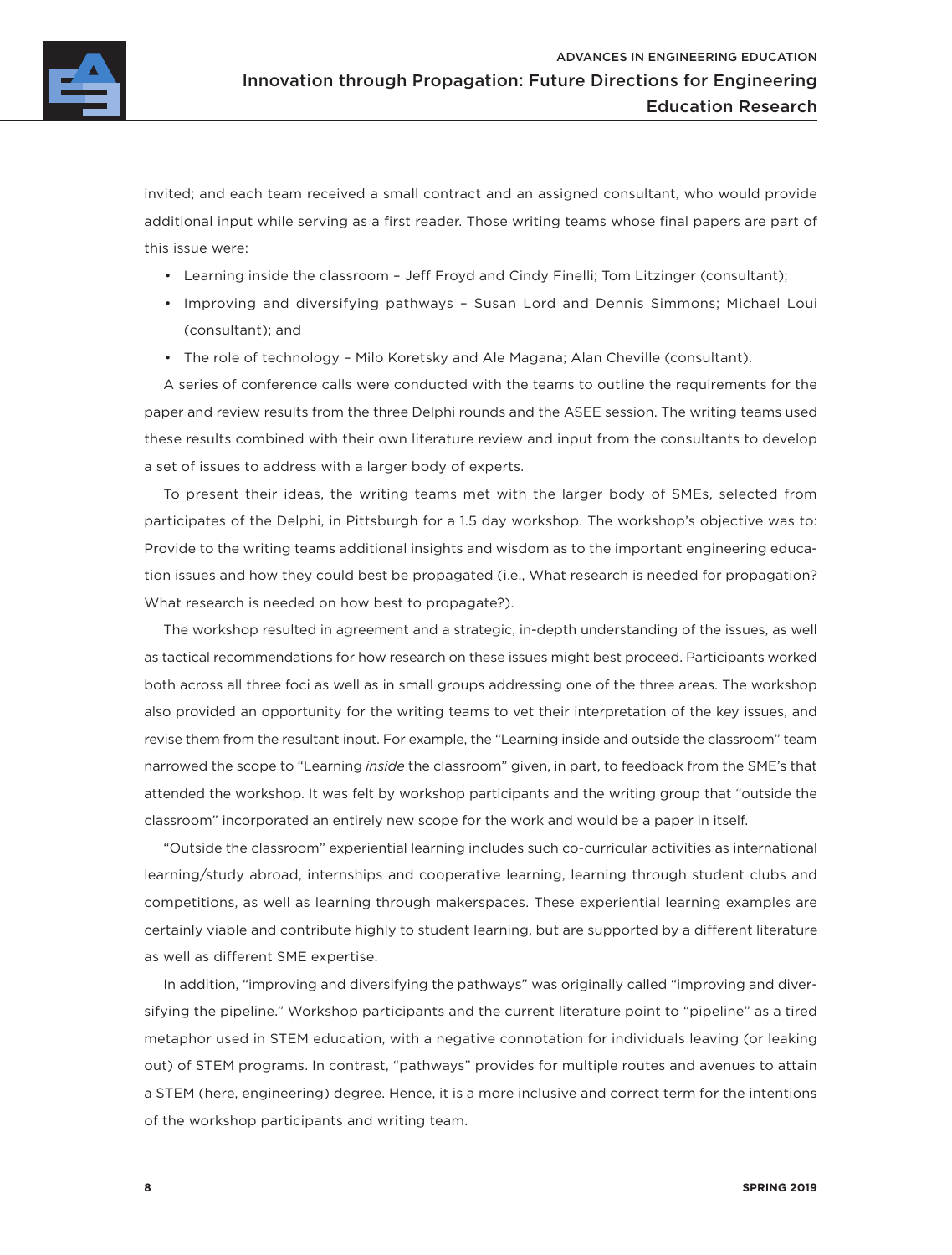invited; and each team received a small contract and an assigned consultant, who would provide additional input while serving as a first reader. Those writing teams whose final papers are part of this issue were:

- Learning inside the classroom – Jeff Froyd and Cindy Finelli; Tom Litzinger (consultant);
- Improving and diversifying pathways – Susan Lord and Dennis Simmons; Michael Loui (consultant); and
- The role of technology – Milo Koretsky and Ale Magana; Alan Cheville (consultant).

A series of conference calls were conducted with the teams to outline the requirements for the paper and review results from the three Delphi rounds and the ASEE session. The writing teams used these results combined with their own literature review and input from the consultants to develop a set of issues to address with a larger body of experts.

To present their ideas, the writing teams met with the larger body of SMEs, selected from participates of the Delphi, in Pittsburgh for a 1.5 day workshop. The workshop's objective was to: Provide to the writing teams additional insights and wisdom as to the important engineering education issues and how they could best be propagated (i.e., What research is needed for propagation? What research is needed on how best to propagate?).

The workshop resulted in agreement and a strategic, in-depth understanding of the issues, as well as tactical recommendations for how research on these issues might best proceed. Participants worked both across all three foci as well as in small groups addressing one of the three areas. The workshop also provided an opportunity for the writing teams to vet their interpretation of the key issues, and revise them from the resultant input. For example, the "Learning inside and outside the classroom" team narrowed the scope to "Learning *inside* the classroom" given, in part, to feedback from the SME's that attended the workshop. It was felt by workshop participants and the writing group that "outside the classroom" incorporated an entirely new scope for the work and would be a paper in itself.

"Outside the classroom" experiential learning includes such co-curricular activities as international learning/study abroad, internships and cooperative learning, learning through student clubs and competitions, as well as learning through makerspaces. These experiential learning examples are certainly viable and contribute highly to student learning, but are supported by a different literature as well as different SME expertise.

In addition, "improving and diversifying the pathways" was originally called "improving and diversifying the pipeline." Workshop participants and the current literature point to "pipeline" as a tired metaphor used in STEM education, with a negative connotation for individuals leaving (or leaking out) of STEM programs. In contrast, "pathways" provides for multiple routes and avenues to attain a STEM (here, engineering) degree. Hence, it is a more inclusive and correct term for the intentions of the workshop participants and writing team.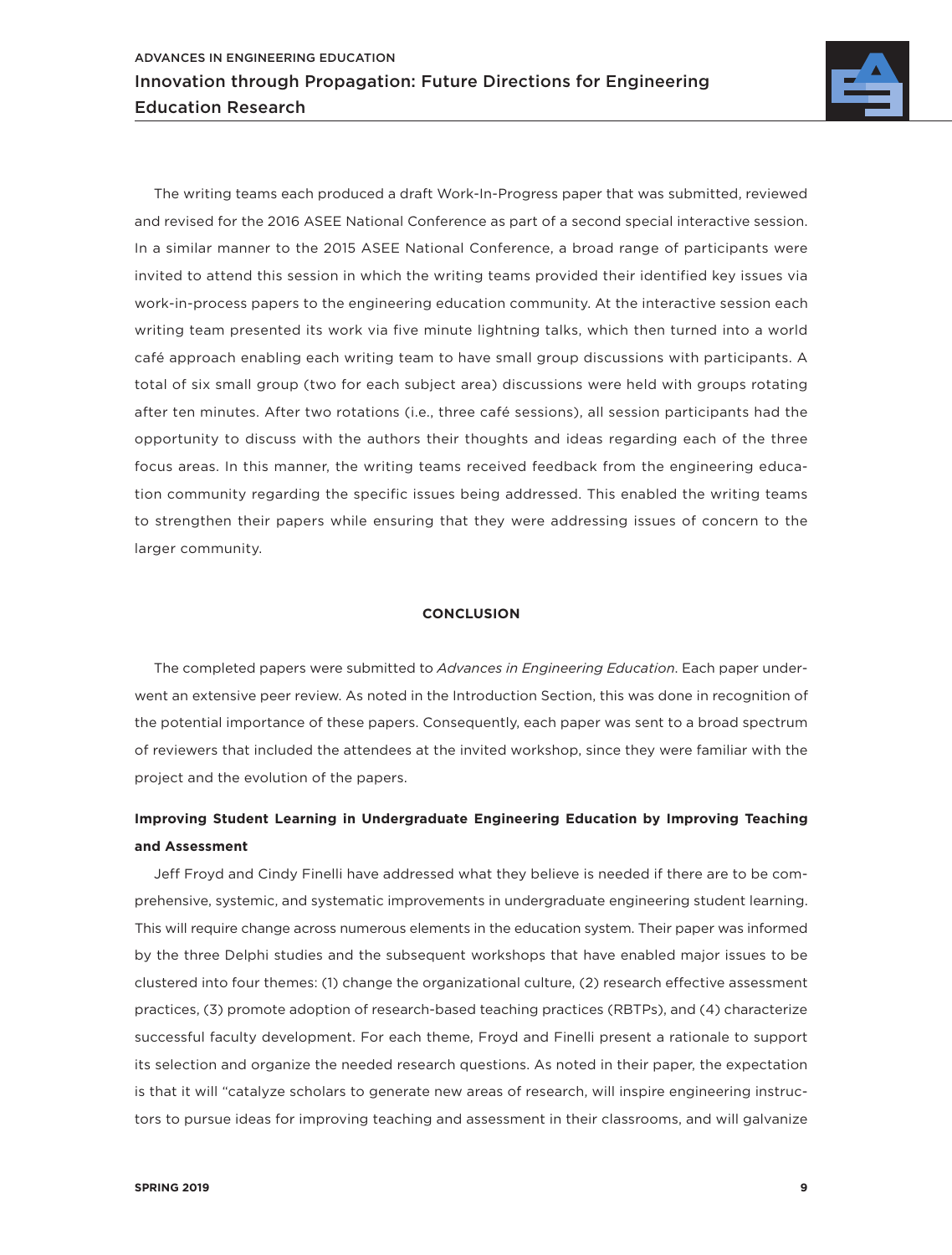The writing teams each produced a draft Work-In-Progress paper that was submitted, reviewed and revised for the 2016 ASEE National Conference as part of a second special interactive session. In a similar manner to the 2015 ASEE National Conference, a broad range of participants were invited to attend this session in which the writing teams provided their identified key issues via work-in-process papers to the engineering education community. At the interactive session each writing team presented its work via five minute lightning talks, which then turned into a world café approach enabling each writing team to have small group discussions with participants. A total of six small group (two for each subject area) discussions were held with groups rotating after ten minutes. After two rotations (i.e., three café sessions), all session participants had the opportunity to discuss with the authors their thoughts and ideas regarding each of the three focus areas. In this manner, the writing teams received feedback from the engineering education community regarding the specific issues being addressed. This enabled the writing teams to strengthen their papers while ensuring that they were addressing issues of concern to the larger community.

## CONCLUSION

The completed papers were submitted to *Advances in Engineering Education*. Each paper underwent an extensive peer review. As noted in the Introduction Section, this was done in recognition of the potential importance of these papers. Consequently, each paper was sent to a broad spectrum of reviewers that included the attendees at the invited workshop, since they were familiar with the project and the evolution of the papers.

### Improving Student Learning in Undergraduate Engineering Education by Improving Teaching and Assessment

Jeff Froyd and Cindy Finelli have addressed what they believe is needed if there are to be comprehensive, systemic, and systematic improvements in undergraduate engineering student learning. This will require change across numerous elements in the education system. Their paper was informed by the three Delphi studies and the subsequent workshops that have enabled major issues to be clustered into four themes: (1) change the organizational culture, (2) research effective assessment practices, (3) promote adoption of research-based teaching practices (RBTPs), and (4) characterize successful faculty development. For each theme, Froyd and Finelli present a rationale to support its selection and organize the needed research questions. As noted in their paper, the expectation is that it will "catalyze scholars to generate new areas of research, will inspire engineering instructors to pursue ideas for improving teaching and assessment in their classrooms, and will galvanize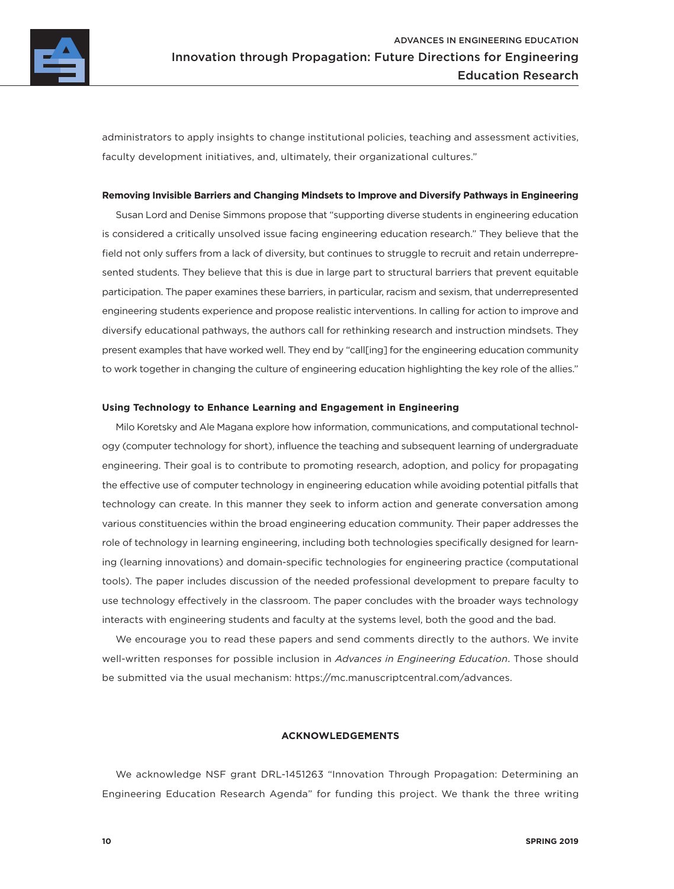administrators to apply insights to change institutional policies, teaching and assessment activities, faculty development initiatives, and, ultimately, their organizational cultures."

#### Removing Invisible Barriers and Changing Mindsets to Improve and Diversify Pathways in Engineering

Susan Lord and Denise Simmons propose that "supporting diverse students in engineering education is considered a critically unsolved issue facing engineering education research." They believe that the field not only suffers from a lack of diversity, but continues to struggle to recruit and retain underrepresented students. They believe that this is due in large part to structural barriers that prevent equitable participation. The paper examines these barriers, in particular, racism and sexism, that underrepresented engineering students experience and propose realistic interventions. In calling for action to improve and diversify educational pathways, the authors call for rethinking research and instruction mindsets. They present examples that have worked well. They end by "call[ing] for the engineering education community to work together in changing the culture of engineering education highlighting the key role of the allies."

#### Using Technology to Enhance Learning and Engagement in Engineering

Milo Koretsky and Ale Magana explore how information, communications, and computational technology (computer technology for short), influence the teaching and subsequent learning of undergraduate engineering. Their goal is to contribute to promoting research, adoption, and policy for propagating the effective use of computer technology in engineering education while avoiding potential pitfalls that technology can create. In this manner they seek to inform action and generate conversation among various constituencies within the broad engineering education community. Their paper addresses the role of technology in learning engineering, including both technologies specifically designed for learning (learning innovations) and domain-specific technologies for engineering practice (computational tools). The paper includes discussion of the needed professional development to prepare faculty to use technology effectively in the classroom. The paper concludes with the broader ways technology interacts with engineering students and faculty at the systems level, both the good and the bad.

We encourage you to read these papers and send comments directly to the authors. We invite well-written responses for possible inclusion in *Advances in Engineering Education*. Those should be submitted via the usual mechanism: https://mc.manuscriptcentral.com/advances.

## ACKNOWLEDGEMENTS

We acknowledge NSF grant DRL-1451263 "Innovation Through Propagation: Determining an Engineering Education Research Agenda" for funding this project. We thank the three writing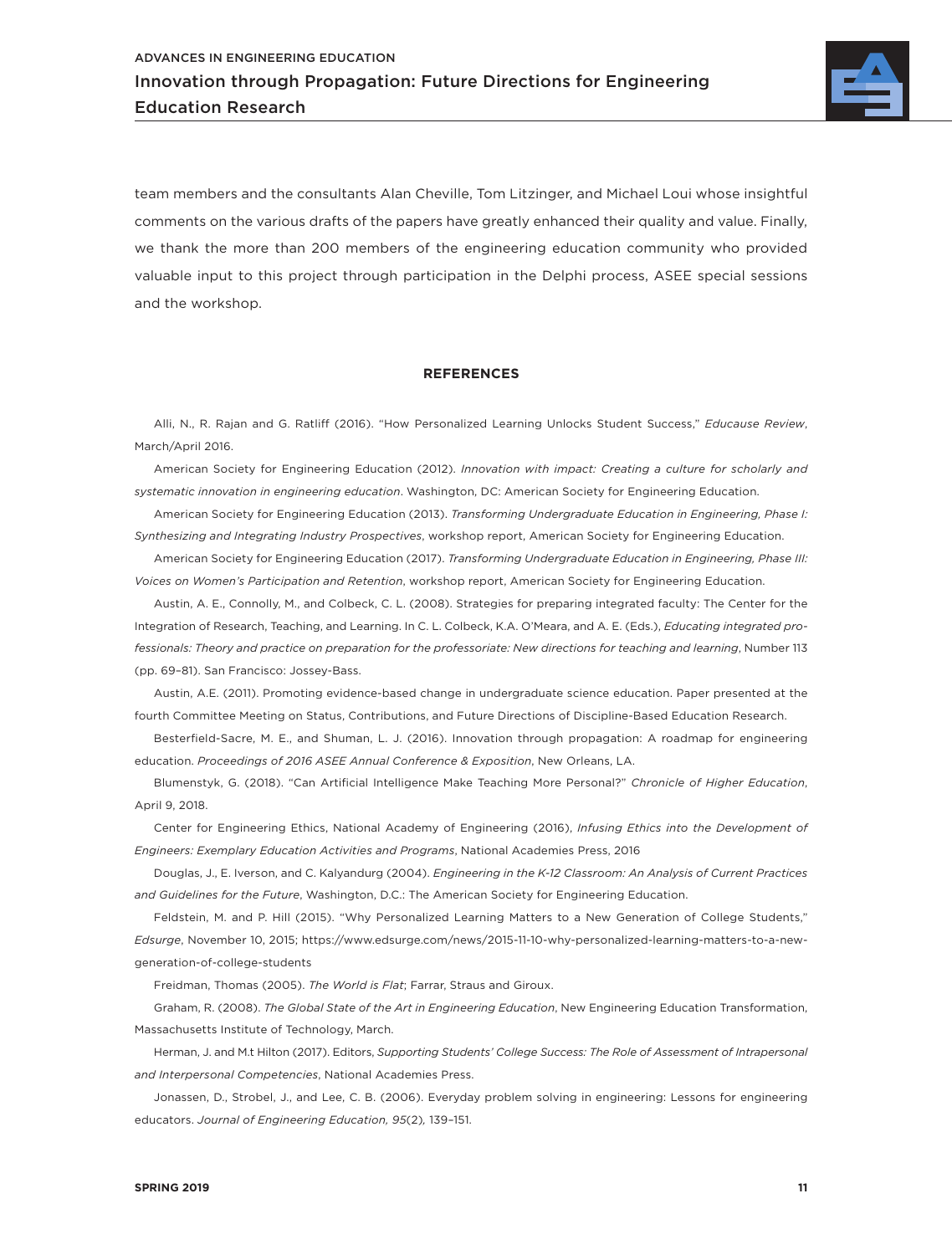team members and the consultants Alan Cheville, Tom Litzinger, and Michael Loui whose insightful comments on the various drafts of the papers have greatly enhanced their quality and value. Finally, we thank the more than 200 members of the engineering education community who provided valuable input to this project through participation in the Delphi process, ASEE special sessions and the workshop.

## REFERENCES

Alli, N., R. Rajan and G. Ratliff (2016). "How Personalized Learning Unlocks Student Success," *Educause Review*, March/April 2016.

American Society for Engineering Education (2012). *Innovation with impact: Creating a culture for scholarly and systematic innovation in engineering education*. Washington, DC: American Society for Engineering Education.

American Society for Engineering Education (2013). *Transforming Undergraduate Education in Engineering, Phase I: Synthesizing and Integrating Industry Prospectives*, workshop report, American Society for Engineering Education.

American Society for Engineering Education (2017). *Transforming Undergraduate Education in Engineering, Phase III: Voices on Women's Participation and Retention*, workshop report, American Society for Engineering Education.

Austin, A. E., Connolly, M., and Colbeck, C. L. (2008). Strategies for preparing integrated faculty: The Center for the Integration of Research, Teaching, and Learning. In C. L. Colbeck, K.A. O'Meara, and A. E. (Eds.), *Educating integrated professionals: Theory and practice on preparation for the professoriate: New directions for teaching and learning*, Number 113 (pp. 69–81). San Francisco: Jossey-Bass.

Austin, A.E. (2011). Promoting evidence-based change in undergraduate science education. Paper presented at the fourth Committee Meeting on Status, Contributions, and Future Directions of Discipline-Based Education Research.

Besterfield-Sacre, M. E., and Shuman, L. J. (2016). Innovation through propagation: A roadmap for engineering education. *Proceedings of 2016 ASEE Annual Conference & Exposition*, New Orleans, LA.

Blumenstyk, G. (2018). "Can Artificial Intelligence Make Teaching More Personal?" *Chronicle of Higher Education*, April 9, 2018.

Center for Engineering Ethics, National Academy of Engineering (2016), *Infusing Ethics into the Development of Engineers: Exemplary Education Activities and Programs*, National Academies Press, 2016

Douglas, J., E. Iverson, and C. Kalyandurg (2004). *Engineering in the K-12 Classroom: An Analysis of Current Practices and Guidelines for the Future*, Washington, D.C.: The American Society for Engineering Education.

Feldstein, M. and P. Hill (2015). "Why Personalized Learning Matters to a New Generation of College Students," *Edsurge*, November 10, 2015; https://www.edsurge.com/news/2015-11-10-why-personalized-learning-matters-to-a-new-generation-of-college-students

Freidman, Thomas (2005). *The World is Flat*; Farrar, Straus and Giroux.

Graham, R. (2008). *The Global State of the Art in Engineering Education*, New Engineering Education Transformation, Massachusetts Institute of Technology, March.

Herman, J. and M.t Hilton (2017). Editors, *Supporting Students' College Success: The Role of Assessment of Intrapersonal and Interpersonal Competencies*, National Academies Press.

Jonassen, D., Strobel, J., and Lee, C. B. (2006). Everyday problem solving in engineering: Lessons for engineering educators. *Journal of Engineering Education, 95*(2), 139–151.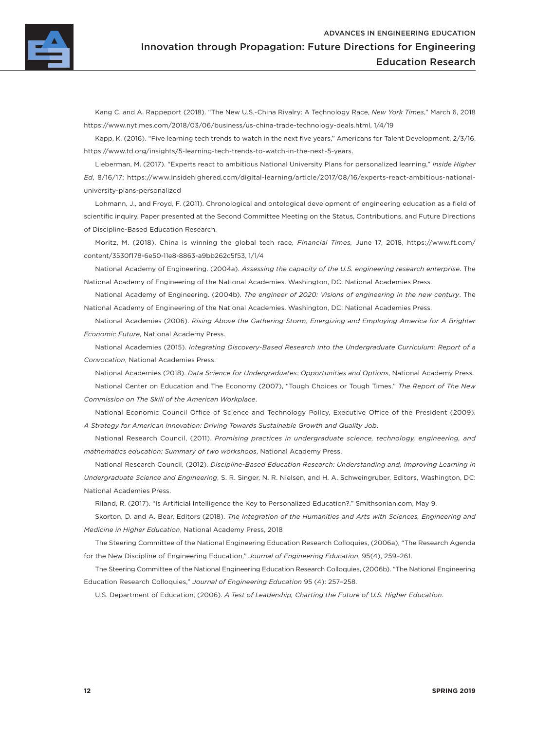Kang C. and A. Rappeport (2018). "The New U.S.-China Rivalry: A Technology Race, *New York Times*," March 6, 2018 https://www.nytimes.com/2018/03/06/business/us-china-trade-technology-deals.html, 1/4/19

Kapp, K. (2016). "Five learning tech trends to watch in the next five years," Americans for Talent Development, 2/3/16, https://www.td.org/insights/5-learning-tech-trends-to-watch-in-the-next-5-years.

Lieberman, M. (2017). "Experts react to ambitious National University Plans for personalized learning," *Inside Higher Ed*, 8/16/17; https://www.insidehighered.com/digital-learning/article/2017/08/16/experts-react-ambitious-national-university-plans-personalized

Lohmann, J., and Froyd, F. (2011). Chronological and ontological development of engineering education as a field of scientific inquiry. Paper presented at the Second Committee Meeting on the Status, Contributions, and Future Directions of Discipline-Based Education Research.

Moritz, M. (2018). China is winning the global tech race*, Financial Times,* June 17, 2018, https://www.ft.com/content/3530f178-6e50-11e8-8863-a9bb262c5f53, 1/1/4

National Academy of Engineering. (2004a). *Assessing the capacity of the U.S. engineering research enterprise*. The National Academy of Engineering of the National Academies. Washington, DC: National Academies Press.

National Academy of Engineering. (2004b). *The engineer of 2020: Visions of engineering in the new century*. The National Academy of Engineering of the National Academies. Washington, DC: National Academies Press.

National Academies (2006). *Rising Above the Gathering Storm, Energizing and Employing America for A Brighter Economic Future*, National Academy Press.

National Academies (2015). *Integrating Discovery-Based Research into the Undergraduate Curriculum: Report of a Convocation*, National Academies Press.

National Academies (2018). *Data Science for Undergraduates: Opportunities and Options*, National Academy Press.

National Center on Education and The Economy (2007), "Tough Choices or Tough Times," *The Report of The New Commission on The Skill of the American Workplace*.

National Economic Council Office of Science and Technology Policy, Executive Office of the President (2009). *A Strategy for American Innovation: Driving Towards Sustainable Growth and Quality Job*.

National Research Council, (2011). *Promising practices in undergraduate science, technology, engineering, and mathematics education: Summary of two workshops*, National Academy Press.

National Research Council, (2012). *Discipline-Based Education Research: Understanding and, Improving Learning in Undergraduate Science and Engineering*, S. R. Singer, N. R. Nielsen, and H. A. Schweingruber, Editors, Washington, DC: National Academies Press.

Riland, R. (2017). "Is Artificial Intelligence the Key to Personalized Education?." Smithsonian.com, May 9.

Skorton, D. and A. Bear, Editors (2018). *The Integration of the Humanities and Arts with Sciences, Engineering and Medicine in Higher Education*, National Academy Press, 2018

The Steering Committee of the National Engineering Education Research Colloquies, (2006a), "The Research Agenda for the New Discipline of Engineering Education," *Journal of Engineering Education*, 95(4), 259–261.

The Steering Committee of the National Engineering Education Research Colloquies, (2006b). "The National Engineering Education Research Colloquies," *Journal of Engineering Education* 95 (4): 257–258.

U.S. Department of Education, (2006). *A Test of Leadership, Charting the Future of U.S. Higher Education*.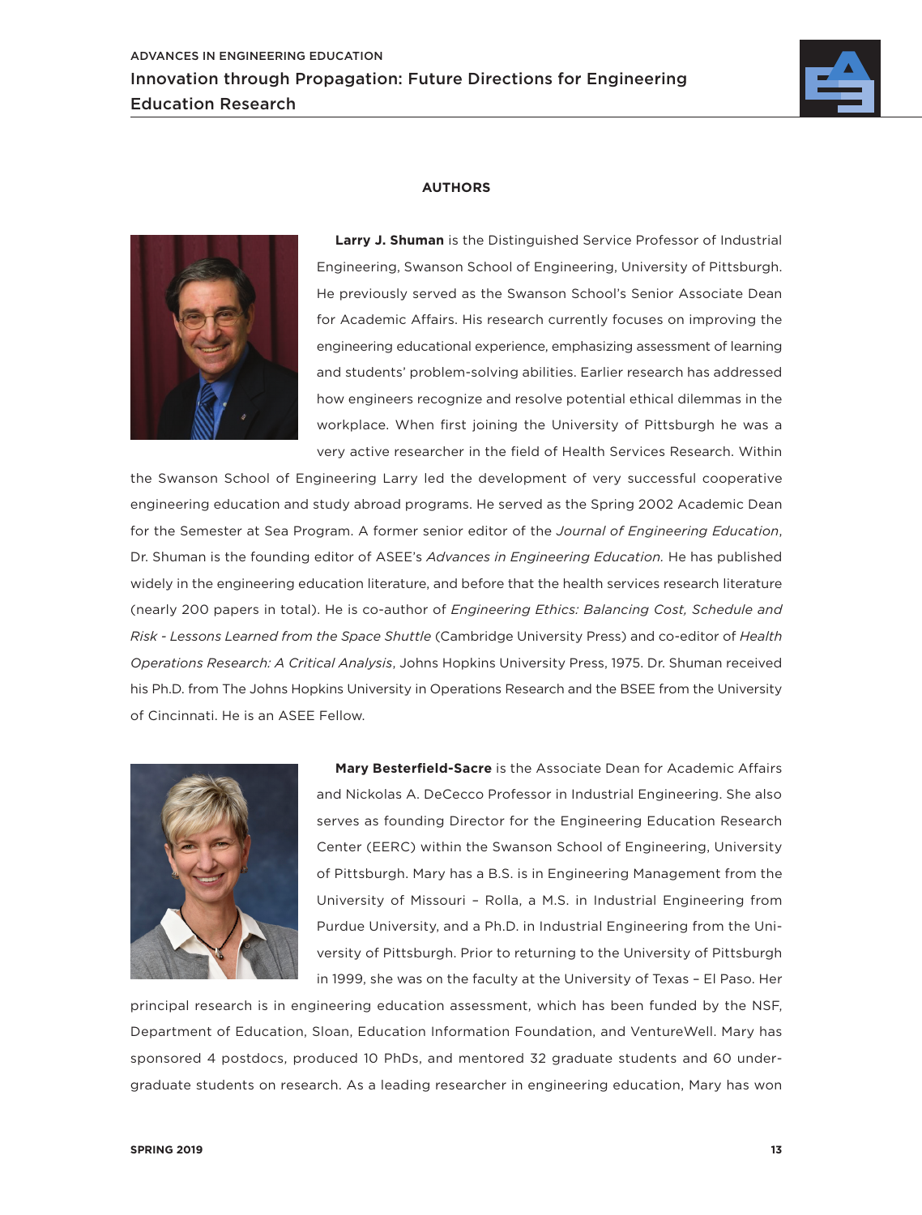## AUTHORS

**Larry J. Shuman** is the Distinguished Service Professor of Industrial Engineering, Swanson School of Engineering, University of Pittsburgh. He previously served as the Swanson School's Senior Associate Dean for Academic Affairs. His research currently focuses on improving the engineering educational experience, emphasizing assessment of learning and students' problem-solving abilities. Earlier research has addressed how engineers recognize and resolve potential ethical dilemmas in the workplace. When first joining the University of Pittsburgh he was a very active researcher in the field of Health Services Research. Within the Swanson School of Engineering Larry led the development of very successful cooperative engineering education and study abroad programs. He served as the Spring 2002 Academic Dean for the Semester at Sea Program. A former senior editor of the *Journal of Engineering Education*, Dr. Shuman is the founding editor of ASEE's *Advances in Engineering Education.* He has published widely in the engineering education literature, and before that the health services research literature (nearly 200 papers in total). He is co-author of *Engineering Ethics: Balancing Cost, Schedule and Risk - Lessons Learned from the Space Shuttle* (Cambridge University Press) and co-editor of *Health Operations Research: A Critical Analysis*, Johns Hopkins University Press, 1975. Dr. Shuman received his Ph.D. from The Johns Hopkins University in Operations Research and the BSEE from the University of Cincinnati. He is an ASEE Fellow.

**Mary Besterfield-Sacre** is the Associate Dean for Academic Affairs and Nickolas A. DeCecco Professor in Industrial Engineering. She also serves as founding Director for the Engineering Education Research Center (EERC) within the Swanson School of Engineering, University of Pittsburgh. Mary has a B.S. is in Engineering Management from the University of Missouri – Rolla, a M.S. in Industrial Engineering from Purdue University, and a Ph.D. in Industrial Engineering from the University of Pittsburgh. Prior to returning to the University of Pittsburgh in 1999, she was on the faculty at the University of Texas – El Paso. Her principal research is in engineering education assessment, which has been funded by the NSF, Department of Education, Sloan, Education Information Foundation, and VentureWell. Mary has sponsored 4 postdocs, produced 10 PhDs, and mentored 32 graduate students and 60 undergraduate students on research. As a leading researcher in engineering education, Mary has won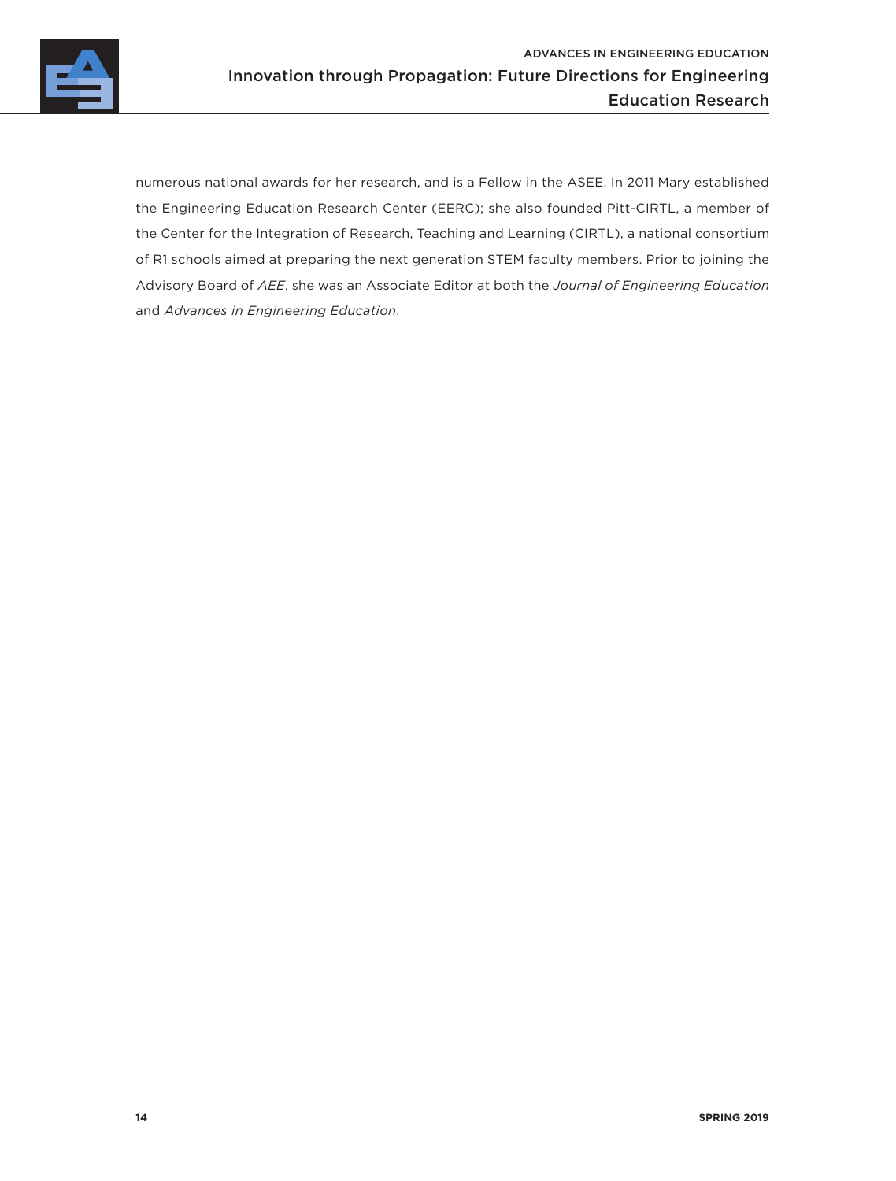numerous national awards for her research, and is a Fellow in the ASEE. In 2011 Mary established the Engineering Education Research Center (EERC); she also founded Pitt-CIRTL, a member of the Center for the Integration of Research, Teaching and Learning (CIRTL), a national consortium of R1 schools aimed at preparing the next generation STEM faculty members. Prior to joining the Advisory Board of *AEE*, she was an Associate Editor at both the *Journal of Engineering Education* and *Advances in Engineering Education*.